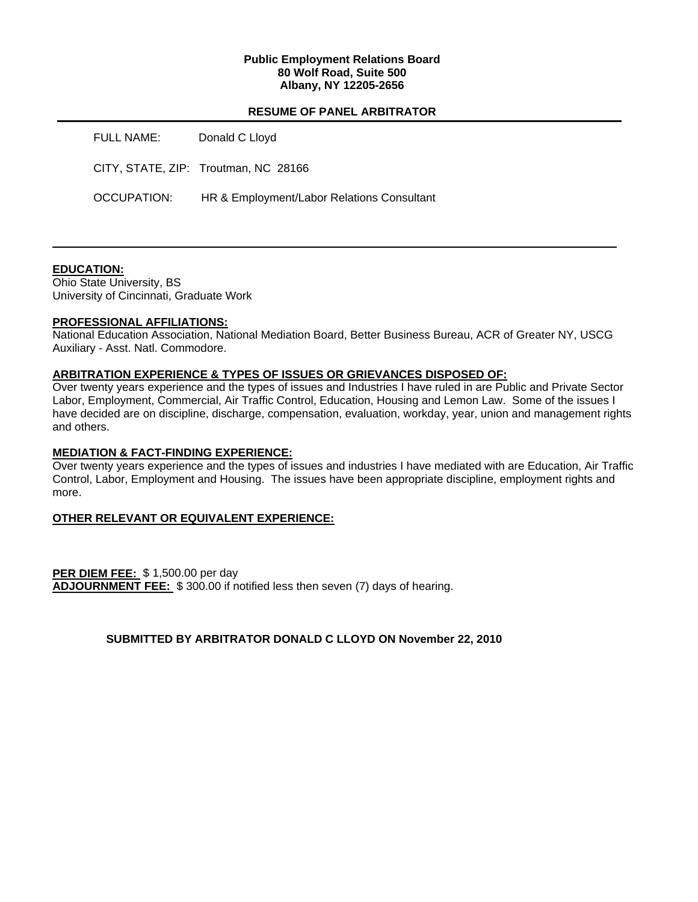**Public Employment Relations Board**
**80 Wolf Road, Suite 500**
**Albany, NY 12205-2656**

## RESUME OF PANEL ARBITRATOR

FULL NAME: Donald C Lloyd

CITY, STATE, ZIP: Troutman, NC 28166

OCCUPATION: HR & Employment/Labor Relations Consultant

---

**EDUCATION:**
Ohio State University, BS
University of Cincinnati, Graduate Work

**PROFESSIONAL AFFILIATIONS:**
National Education Association, National Mediation Board, Better Business Bureau, ACR of Greater NY, USCG Auxiliary - Asst. Natl. Commodore.

**ARBITRATION EXPERIENCE & TYPES OF ISSUES OR GRIEVANCES DISPOSED OF:**
Over twenty years experience and the types of issues and Industries I have ruled in are Public and Private Sector Labor, Employment, Commercial, Air Traffic Control, Education, Housing and Lemon Law. Some of the issues I have decided are on discipline, discharge, compensation, evaluation, workday, year, union and management rights and others.

**MEDIATION & FACT-FINDING EXPERIENCE:**
Over twenty years experience and the types of issues and industries I have mediated with are Education, Air Traffic Control, Labor, Employment and Housing. The issues have been appropriate discipline, employment rights and more.

**OTHER RELEVANT OR EQUIVALENT EXPERIENCE:**

**PER DIEM FEE:** $ 1,500.00 per day
**ADJOURNMENT FEE:** $ 300.00 if notified less then seven (7) days of hearing.

**SUBMITTED BY ARBITRATOR DONALD C LLOYD ON November 22, 2010**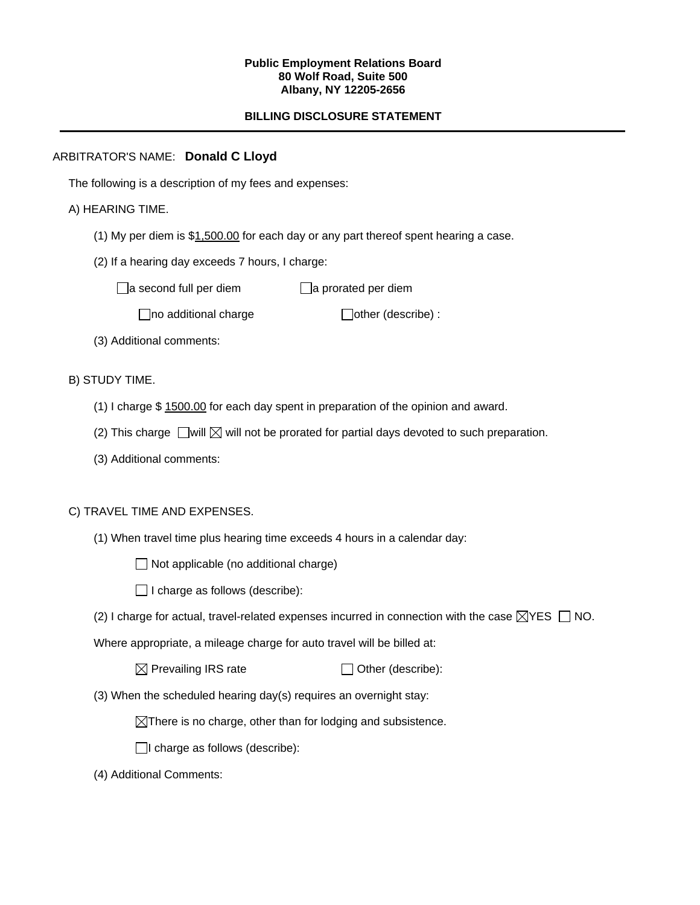**Public Employment Relations Board**
**80 Wolf Road, Suite 500**
**Albany, NY 12205-2656**

**BILLING DISCLOSURE STATEMENT**

---

ARBITRATOR'S NAME: **Donald C Lloyd**

The following is a description of my fees and expenses:

A) HEARING TIME.

(1) My per diem is $1,500.00 for each day or any part thereof spent hearing a case.

(2) If a hearing day exceeds 7 hours, I charge:

☐ a second full per diem ☐ a prorated per diem

☐ no additional charge ☐ other (describe) :

(3) Additional comments:

B) STUDY TIME.

(1) I charge $ 1500.00 for each day spent in preparation of the opinion and award.

(2) This charge ☐ will ☒ will not be prorated for partial days devoted to such preparation.

(3) Additional comments:

C) TRAVEL TIME AND EXPENSES.

(1) When travel time plus hearing time exceeds 4 hours in a calendar day:

☐ Not applicable (no additional charge)

☐ I charge as follows (describe):

(2) I charge for actual, travel-related expenses incurred in connection with the case ☒ YES ☐ NO.

Where appropriate, a mileage charge for auto travel will be billed at:

☒ Prevailing IRS rate ☐ Other (describe):

(3) When the scheduled hearing day(s) requires an overnight stay:

☒ There is no charge, other than for lodging and subsistence.

☐ I charge as follows (describe):

(4) Additional Comments: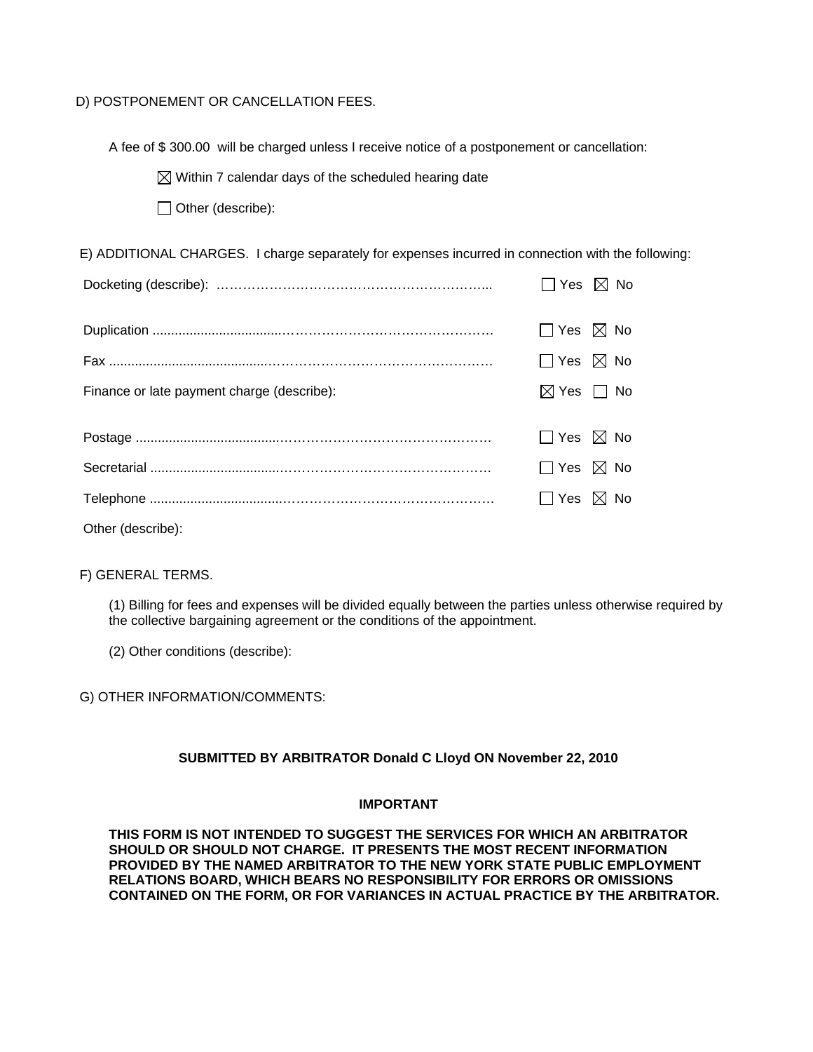D) POSTPONEMENT OR CANCELLATION FEES.

A fee of $ 300.00 will be charged unless I receive notice of a postponement or cancellation:

☒ Within 7 calendar days of the scheduled hearing date

☐ Other (describe):

E) ADDITIONAL CHARGES. I charge separately for expenses incurred in connection with the following:

| | |
|---|---|
| Docketing (describe): ........................................................ | ☐ Yes ☒ No |
| Duplication ........................................................ | ☐ Yes ☒ No |
| Fax ........................................................ | ☐ Yes ☒ No |
| Finance or late payment charge (describe): | ☒ Yes ☐ No |
| Postage ........................................................ | ☐ Yes ☒ No |
| Secretarial ........................................................ | ☐ Yes ☒ No |
| Telephone ........................................................ | ☐ Yes ☒ No |
| Other (describe): | |

F) GENERAL TERMS.

(1) Billing for fees and expenses will be divided equally between the parties unless otherwise required by the collective bargaining agreement or the conditions of the appointment.

(2) Other conditions (describe):

G) OTHER INFORMATION/COMMENTS:

**SUBMITTED BY ARBITRATOR Donald C Lloyd ON November 22, 2010**

**IMPORTANT**

**THIS FORM IS NOT INTENDED TO SUGGEST THE SERVICES FOR WHICH AN ARBITRATOR SHOULD OR SHOULD NOT CHARGE. IT PRESENTS THE MOST RECENT INFORMATION PROVIDED BY THE NAMED ARBITRATOR TO THE NEW YORK STATE PUBLIC EMPLOYMENT RELATIONS BOARD, WHICH BEARS NO RESPONSIBILITY FOR ERRORS OR OMISSIONS CONTAINED ON THE FORM, OR FOR VARIANCES IN ACTUAL PRACTICE BY THE ARBITRATOR.**